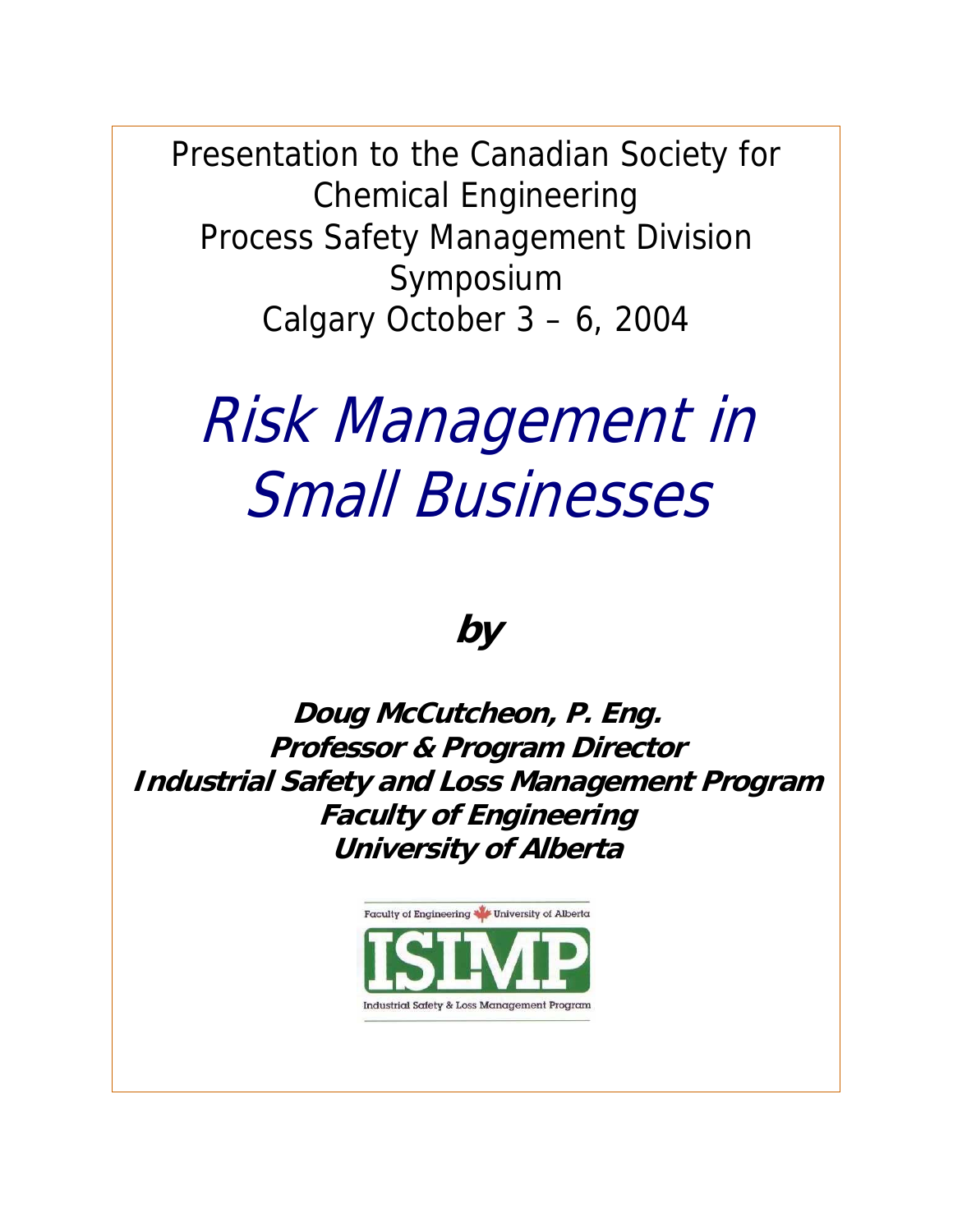Presentation to the Canadian Society for Chemical Engineering
Process Safety Management Division Symposium
Calgary October 3 – 6, 2004

# *Risk Management in Small Businesses*

**by**

**Doug McCutcheon, P. Eng.**
**Professor & Program Director**
**Industrial Safety and Loss Management Program**
**Faculty of Engineering**
**University of Alberta**

Faculty of Engineering University of Alberta

ISLMP

Industrial Safety & Loss Management Program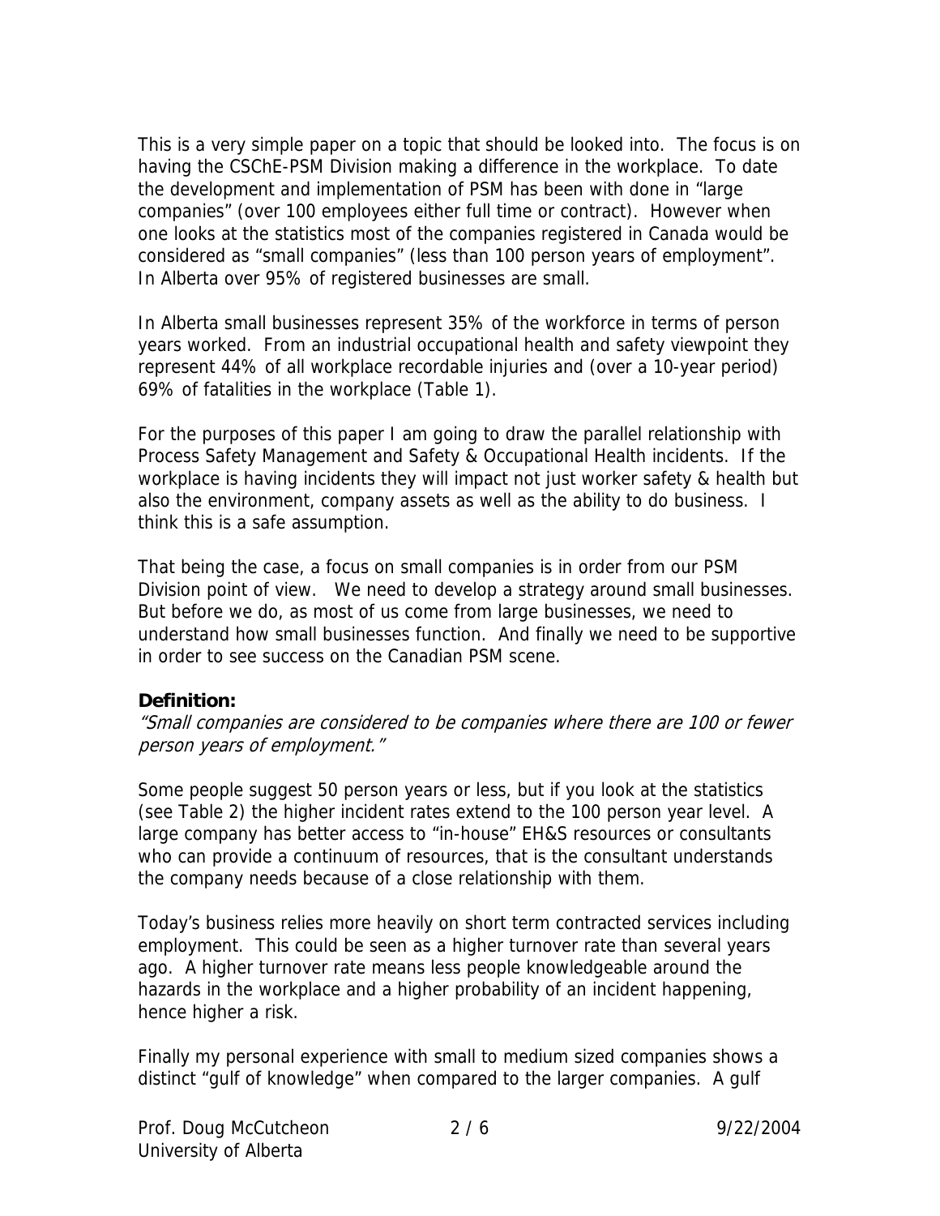This is a very simple paper on a topic that should be looked into. The focus is on having the CSChE-PSM Division making a difference in the workplace. To date the development and implementation of PSM has been with done in "large companies" (over 100 employees either full time or contract). However when one looks at the statistics most of the companies registered in Canada would be considered as "small companies" (less than 100 person years of employment". In Alberta over 95% of registered businesses are small.

In Alberta small businesses represent 35% of the workforce in terms of person years worked. From an industrial occupational health and safety viewpoint they represent 44% of all workplace recordable injuries and (over a 10-year period) 69% of fatalities in the workplace (Table 1).

For the purposes of this paper I am going to draw the parallel relationship with Process Safety Management and Safety & Occupational Health incidents. If the workplace is having incidents they will impact not just worker safety & health but also the environment, company assets as well as the ability to do business. I think this is a safe assumption.

That being the case, a focus on small companies is in order from our PSM Division point of view. We need to develop a strategy around small businesses. But before we do, as most of us come from large businesses, we need to understand how small businesses function. And finally we need to be supportive in order to see success on the Canadian PSM scene.

**Definition:**

*"Small companies are considered to be companies where there are 100 or fewer person years of employment."*

Some people suggest 50 person years or less, but if you look at the statistics (see Table 2) the higher incident rates extend to the 100 person year level. A large company has better access to "in-house" EH&S resources or consultants who can provide a continuum of resources, that is the consultant understands the company needs because of a close relationship with them.

Today's business relies more heavily on short term contracted services including employment. This could be seen as a higher turnover rate than several years ago. A higher turnover rate means less people knowledgeable around the hazards in the workplace and a higher probability of an incident happening, hence higher a risk.

Finally my personal experience with small to medium sized companies shows a distinct "gulf of knowledge" when compared to the larger companies. A gulf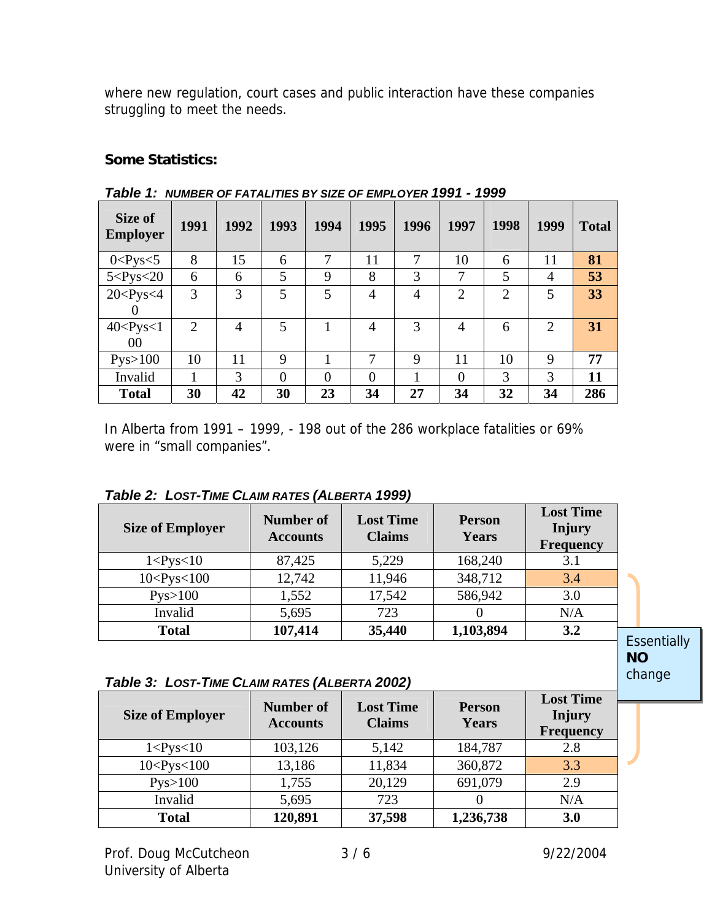where new regulation, court cases and public interaction have these companies struggling to meet the needs.

**Some Statistics:**

***Table 1:*** ***NUMBER OF FATALITIES BY SIZE OF EMPLOYER 1991 - 1999***

| Size of Employer | 1991 | 1992 | 1993 | 1994 | 1995 | 1996 | 1997 | 1998 | 1999 | Total |
|---|---|---|---|---|---|---|---|---|---|---|
| 0<Pys<5 | 8 | 15 | 6 | 7 | 11 | 7 | 10 | 6 | 11 | **81** |
| 5<Pys<20 | 6 | 6 | 5 | 9 | 8 | 3 | 7 | 5 | 4 | **53** |
| 20<Pys<40 | 3 | 3 | 5 | 5 | 4 | 4 | 2 | 2 | 5 | **33** |
| 40<Pys<100 | 2 | 4 | 5 | 1 | 4 | 3 | 4 | 6 | 2 | **31** |
| Pys>100 | 10 | 11 | 9 | 1 | 7 | 9 | 11 | 10 | 9 | **77** |
| Invalid | 1 | 3 | 0 | 0 | 0 | 1 | 0 | 3 | 3 | **11** |
| **Total** | **30** | **42** | **30** | **23** | **34** | **27** | **34** | **32** | **34** | **286** |

In Alberta from 1991 – 1999, - 198 out of the 286 workplace fatalities or 69% were in "small companies".

***Table 2:*** ***LOST-TIME CLAIM RATES (ALBERTA 1999)***

| Size of Employer | Number of Accounts | Lost Time Claims | Person Years | Lost Time Injury Frequency |
|---|---|---|---|---|
| 1<Pys<10 | 87,425 | 5,229 | 168,240 | 3.1 |
| 10<Pys<100 | 12,742 | 11,946 | 348,712 | 3.4 |
| Pys>100 | 1,552 | 17,542 | 586,942 | 3.0 |
| Invalid | 5,695 | 723 | 0 | N/A |
| **Total** | **107,414** | **35,440** | **1,103,894** | **3.2** |

Essentially **NO** change

***Table 3:*** ***LOST-TIME CLAIM RATES (ALBERTA 2002)***

| Size of Employer | Number of Accounts | Lost Time Claims | Person Years | Lost Time Injury Frequency |
|---|---|---|---|---|
| 1<Pys<10 | 103,126 | 5,142 | 184,787 | 2.8 |
| 10<Pys<100 | 13,186 | 11,834 | 360,872 | 3.3 |
| Pys>100 | 1,755 | 20,129 | 691,079 | 2.9 |
| Invalid | 5,695 | 723 | 0 | N/A |
| **Total** | **120,891** | **37,598** | **1,236,738** | **3.0** |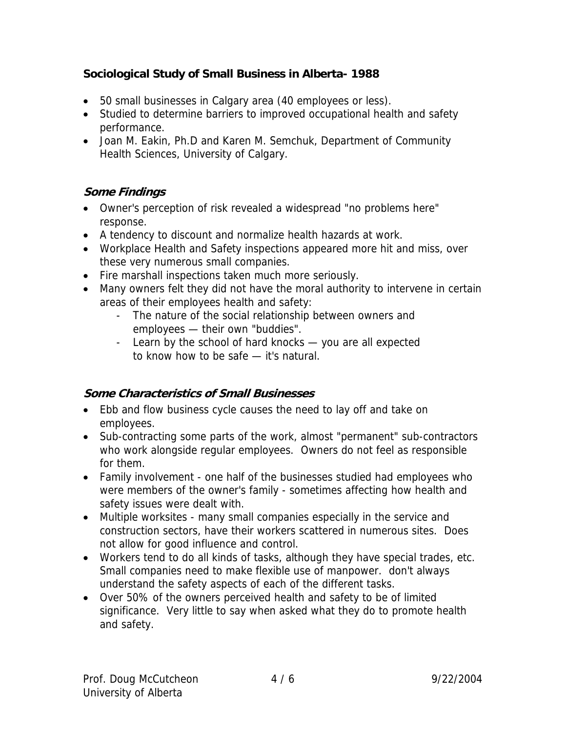**Sociological Study of Small Business in Alberta- 1988**

- 50 small businesses in Calgary area (40 employees or less).
- Studied to determine barriers to improved occupational health and safety performance.
- Joan M. Eakin, Ph.D and Karen M. Semchuk, Department of Community Health Sciences, University of Calgary.

### *Some Findings*

- Owner's perception of risk revealed a widespread "no problems here" response.
- A tendency to discount and normalize health hazards at work.
- Workplace Health and Safety inspections appeared more hit and miss, over these very numerous small companies.
- Fire marshall inspections taken much more seriously.
- Many owners felt they did not have the moral authority to intervene in certain areas of their employees health and safety:
  - The nature of the social relationship between owners and employees — their own "buddies".
  - Learn by the school of hard knocks — you are all expected to know how to be safe — it's natural.

### *Some Characteristics of Small Businesses*

- Ebb and flow business cycle causes the need to lay off and take on employees.
- Sub-contracting some parts of the work, almost "permanent" sub-contractors who work alongside regular employees. Owners do not feel as responsible for them.
- Family involvement - one half of the businesses studied had employees who were members of the owner's family - sometimes affecting how health and safety issues were dealt with.
- Multiple worksites - many small companies especially in the service and construction sectors, have their workers scattered in numerous sites. Does not allow for good influence and control.
- Workers tend to do all kinds of tasks, although they have special trades, etc. Small companies need to make flexible use of manpower. don't always understand the safety aspects of each of the different tasks.
- Over 50% of the owners perceived health and safety to be of limited significance. Very little to say when asked what they do to promote health and safety.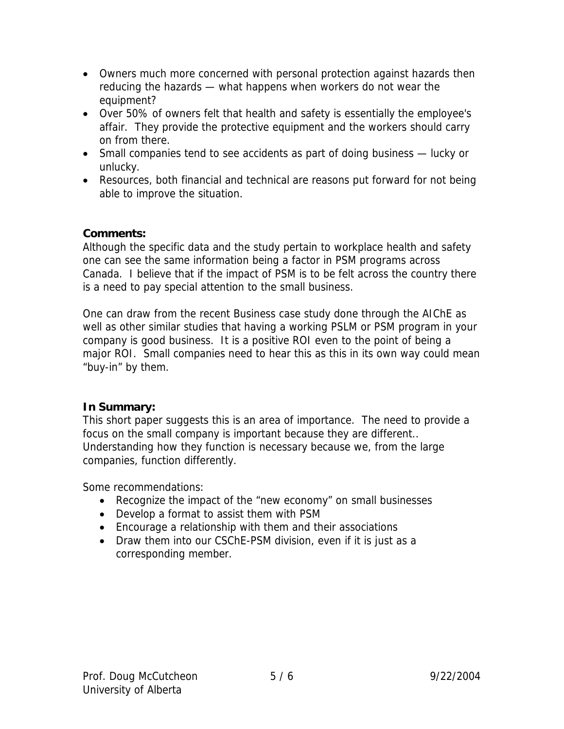- Owners much more concerned with personal protection against hazards then reducing the hazards — what happens when workers do not wear the equipment?
- Over 50% of owners felt that health and safety is essentially the employee's affair. They provide the protective equipment and the workers should carry on from there.
- Small companies tend to see accidents as part of doing business — lucky or unlucky.
- Resources, both financial and technical are reasons put forward for not being able to improve the situation.

**Comments:**

Although the specific data and the study pertain to workplace health and safety one can see the same information being a factor in PSM programs across Canada. I believe that if the impact of PSM is to be felt across the country there is a need to pay special attention to the small business.

One can draw from the recent Business case study done through the AIChE as well as other similar studies that having a working PSLM or PSM program in your company is good business. It is a positive ROI even to the point of being a major ROI. Small companies need to hear this as this in its own way could mean "buy-in" by them.

**In Summary:**

This short paper suggests this is an area of importance. The need to provide a focus on the small company is important because they are different.. Understanding how they function is necessary because we, from the large companies, function differently.

Some recommendations:

- Recognize the impact of the "new economy" on small businesses
- Develop a format to assist them with PSM
- Encourage a relationship with them and their associations
- Draw them into our CSChE-PSM division, even if it is just as a corresponding member.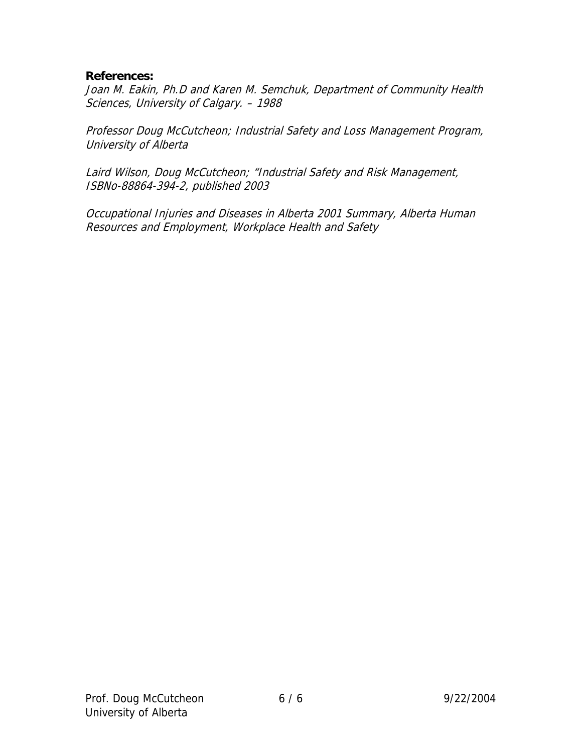**References:**

*Joan M. Eakin, Ph.D and Karen M. Semchuk, Department of Community Health Sciences, University of Calgary. – 1988*

*Professor Doug McCutcheon; Industrial Safety and Loss Management Program, University of Alberta*

*Laird Wilson, Doug McCutcheon; "Industrial Safety and Risk Management, ISBNo-88864-394-2, published 2003*

*Occupational Injuries and Diseases in Alberta 2001 Summary, Alberta Human Resources and Employment, Workplace Health and Safety*